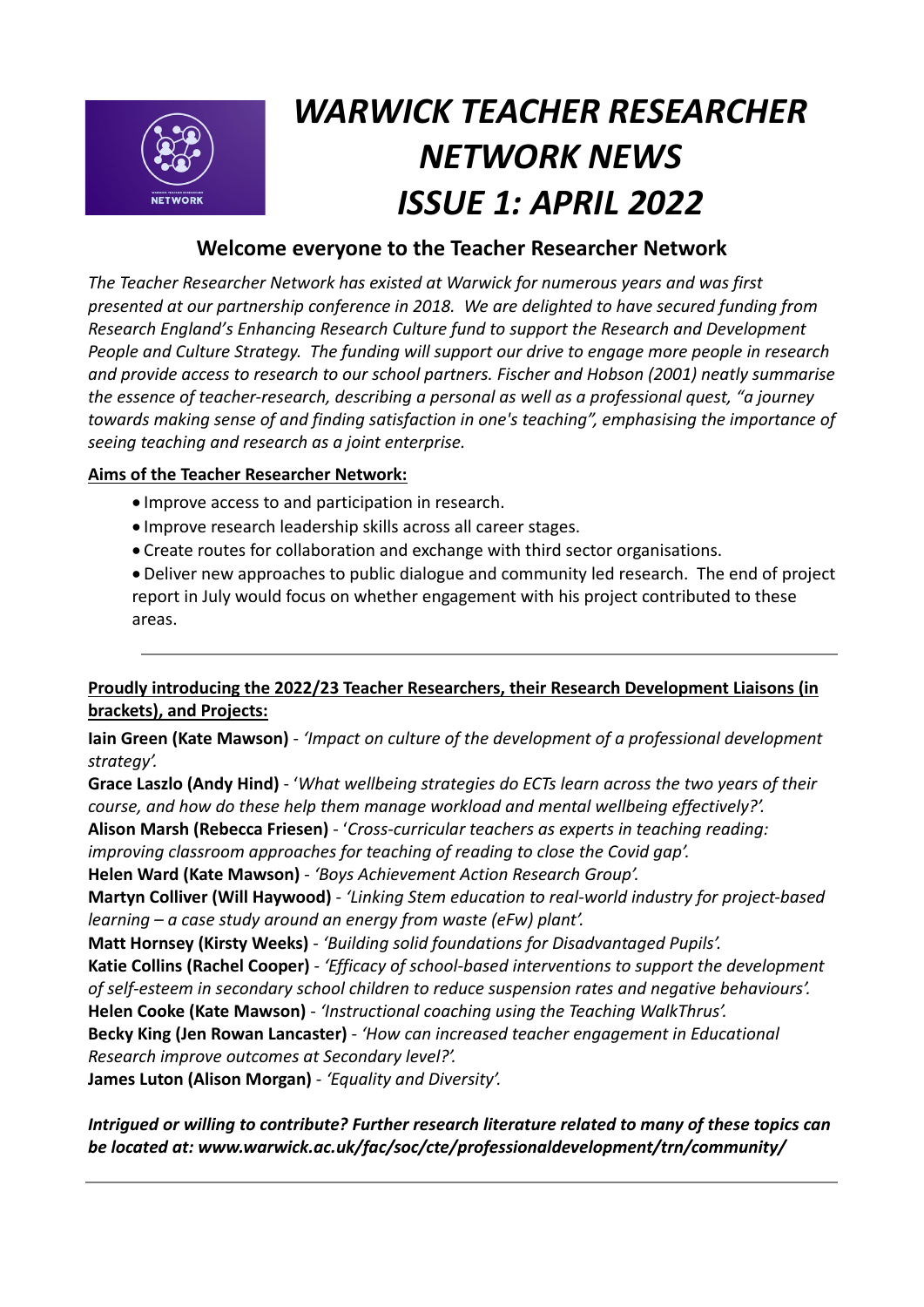# *WARWICK TEACHER RESEARCHER NETWORK NEWS ISSUE 1: APRIL 2022*

## Welcome everyone to the Teacher Researcher Network

*The Teacher Researcher Network has existed at Warwick for numerous years and was first presented at our partnership conference in 2018. We are delighted to have secured funding from Research England's Enhancing Research Culture fund to support the Research and Development People and Culture Strategy. The funding will support our drive to engage more people in research and provide access to research to our school partners. Fischer and Hobson (2001) neatly summarise the essence of teacher-research, describing a personal as well as a professional quest, "a journey towards making sense of and finding satisfaction in one's teaching", emphasising the importance of seeing teaching and research as a joint enterprise.*

**Aims of the Teacher Researcher Network:**

- Improve access to and participation in research.
- Improve research leadership skills across all career stages.
- Create routes for collaboration and exchange with third sector organisations.
- Deliver new approaches to public dialogue and community led research. The end of project report in July would focus on whether engagement with his project contributed to these areas.

---

**Proudly introducing the 2022/23 Teacher Researchers, their Research Development Liaisons (in brackets), and Projects:**

**Iain Green (Kate Mawson)** - *'Impact on culture of the development of a professional development strategy'.*
**Grace Laszlo (Andy Hind)** - '*What wellbeing strategies do ECTs learn across the two years of their course, and how do these help them manage workload and mental wellbeing effectively?'.*
**Alison Marsh (Rebecca Friesen)** - '*Cross-curricular teachers as experts in teaching reading: improving classroom approaches for teaching of reading to close the Covid gap'.*
**Helen Ward (Kate Mawson)** - *'Boys Achievement Action Research Group'.*
**Martyn Colliver (Will Haywood)** - *'Linking Stem education to real-world industry for project-based learning – a case study around an energy from waste (eFw) plant'.*
**Matt Hornsey (Kirsty Weeks)** - *'Building solid foundations for Disadvantaged Pupils'.*
**Katie Collins (Rachel Cooper)** - *'Efficacy of school-based interventions to support the development of self-esteem in secondary school children to reduce suspension rates and negative behaviours'.*
**Helen Cooke (Kate Mawson)** - *'Instructional coaching using the Teaching WalkThrus'.*
**Becky King (Jen Rowan Lancaster)** - *'How can increased teacher engagement in Educational Research improve outcomes at Secondary level?'.*
**James Luton (Alison Morgan)** - *'Equality and Diversity'.*

***Intrigued or willing to contribute? Further research literature related to many of these topics can be located at: www.warwick.ac.uk/fac/soc/cte/professionaldevelopment/trn/community/***

---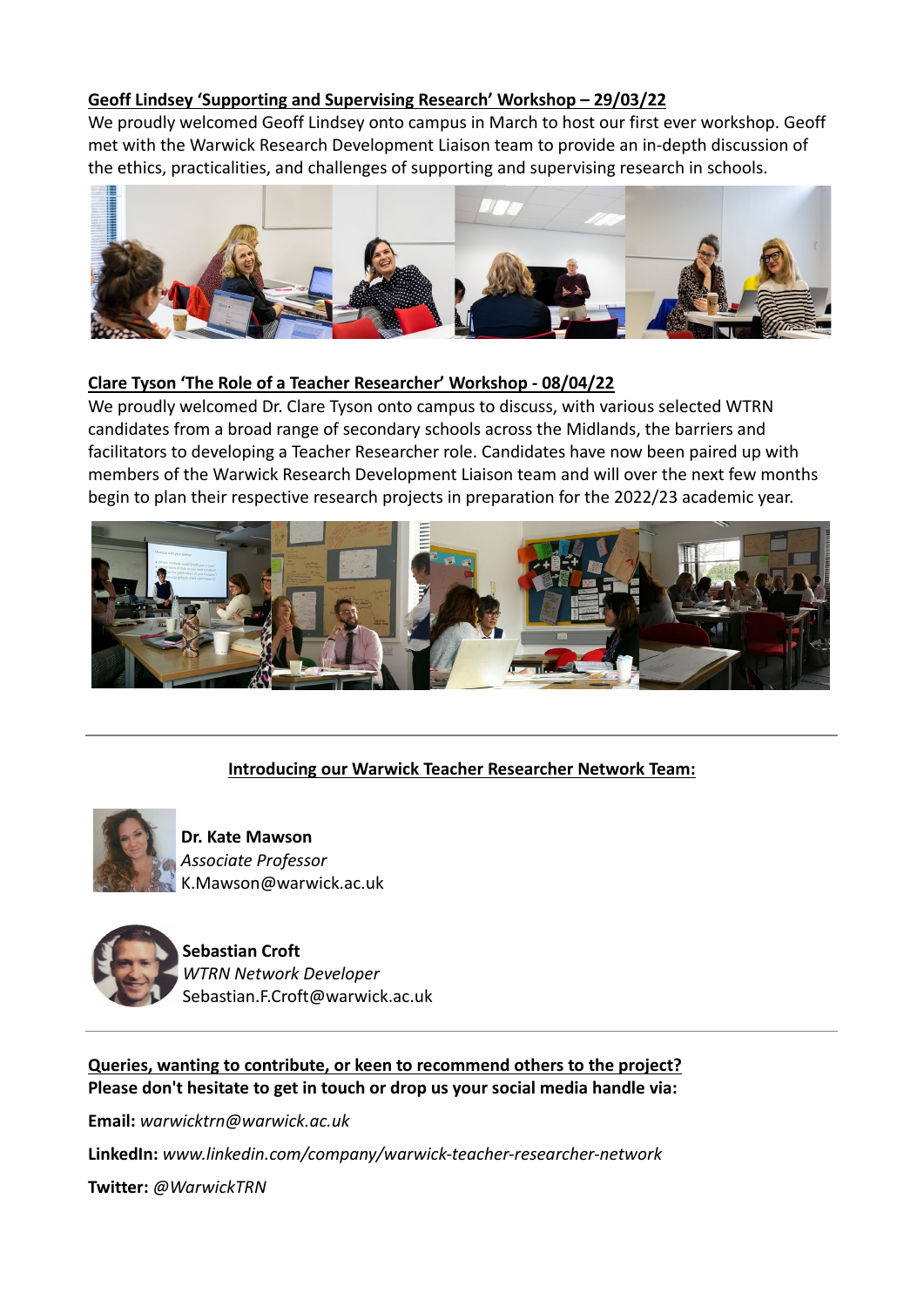**Geoff Lindsey 'Supporting and Supervising Research' Workshop – 29/03/22**

We proudly welcomed Geoff Lindsey onto campus in March to host our first ever workshop. Geoff met with the Warwick Research Development Liaison team to provide an in-depth discussion of the ethics, practicalities, and challenges of supporting and supervising research in schools.

**Clare Tyson 'The Role of a Teacher Researcher' Workshop - 08/04/22**

We proudly welcomed Dr. Clare Tyson onto campus to discuss, with various selected WTRN candidates from a broad range of secondary schools across the Midlands, the barriers and facilitators to developing a Teacher Researcher role. Candidates have now been paired up with members of the Warwick Research Development Liaison team and will over the next few months begin to plan their respective research projects in preparation for the 2022/23 academic year.

---

## Introducing our Warwick Teacher Researcher Network Team:

**Dr. Kate Mawson**
*Associate Professor*
K.Mawson@warwick.ac.uk

**Sebastian Croft**
*WTRN Network Developer*
Sebastian.F.Croft@warwick.ac.uk

---

**Queries, wanting to contribute, or keen to recommend others to the project?**
**Please don't hesitate to get in touch or drop us your social media handle via:**

**Email:** *warwicktrn@warwick.ac.uk*

**LinkedIn:** *www.linkedin.com/company/warwick-teacher-researcher-network*

**Twitter:** *@WarwickTRN*